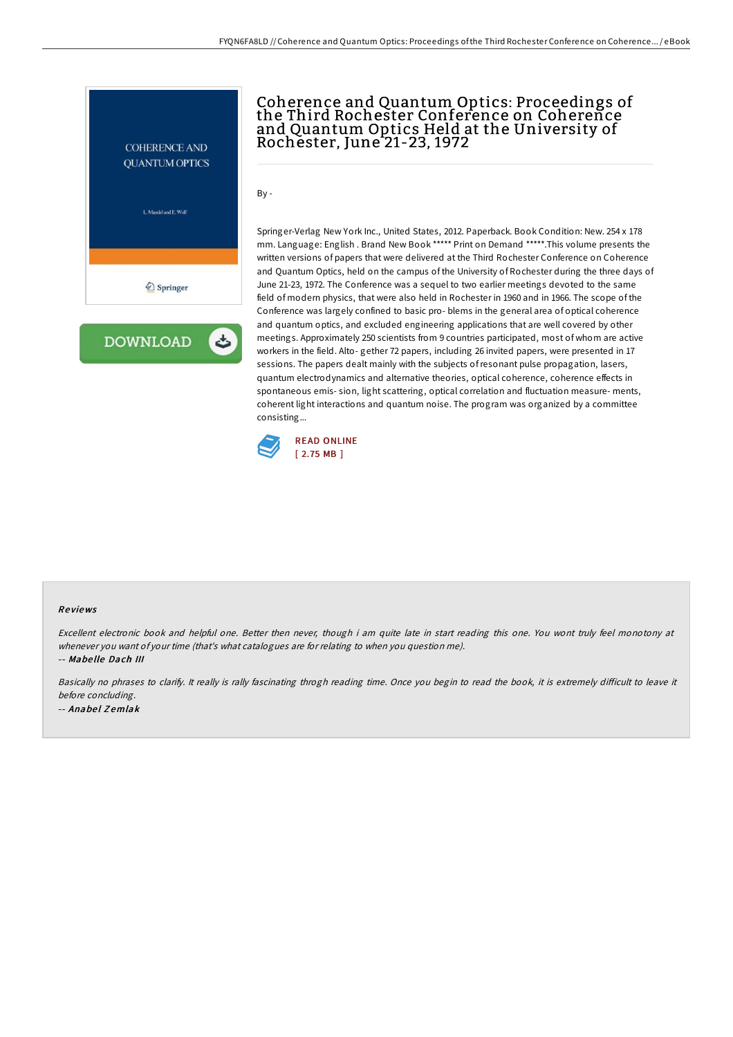# Coherence and Quantum Optics: Proceedings of the Third Rochester Conference on Coherence and Quantum Optics Held at the University of Rochester, June 21-23, 1972

By -

Springer-Verlag New York Inc., United States, 2012. Paperback. Book Condition: New. 254 x 178 mm. Language: English . Brand New Book ***** Print on Demand *****.This volume presents the written versions of papers that were delivered at the Third Rochester Conference on Coherence and Quantum Optics, held on the campus of the University of Rochester during the three days of June 21-23, 1972. The Conference was a sequel to two earlier meetings devoted to the same field of modern physics, that were also held in Rochester in 1960 and in 1966. The scope of the Conference was largely confined to basic pro- blems in the general area of optical coherence and quantum optics, and excluded engineering applications that are well covered by other meetings. Approximately 250 scientists from 9 countries participated, most of whom are active workers in the field. Alto- gether 72 papers, including 26 invited papers, were presented in 17 sessions. The papers dealt mainly with the subjects of resonant pulse propagation, lasers, quantum electrodynamics and alternative theories, optical coherence, coherence effects in spontaneous emis- sion, light scattering, optical correlation and fluctuation measure- ments, coherent light interactions and quantum noise. The program was organized by a committee consisting...

READ ONLINE
[ 2.75 MB ]

### Reviews

*Excellent electronic book and helpful one. Better then never, though i am quite late in start reading this one. You wont truly feel monotony at whenever you want of your time (that's what catalogues are for relating to when you question me).*

-- ***Mabelle Dach III***

*Basically no phrases to clarify. It really is rally fascinating throgh reading time. Once you begin to read the book, it is extremely difficult to leave it before concluding.*

-- ***Anabel Zemlak***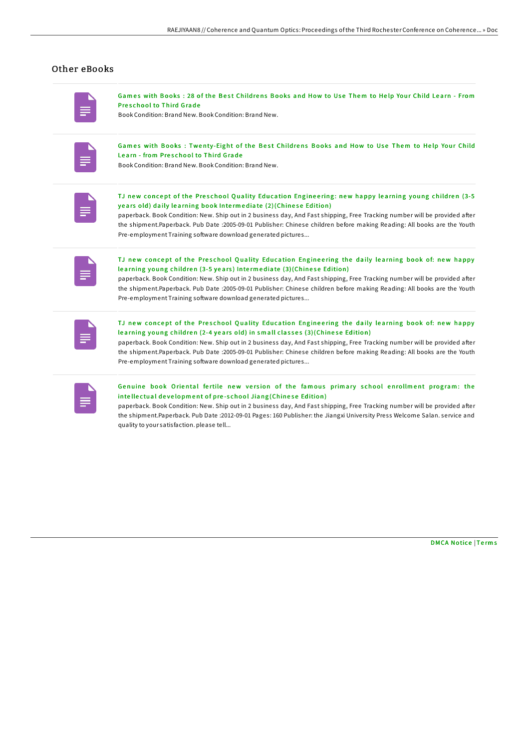## Other eBooks

**Games with Books : 28 of the Best Childrens Books and How to Use Them to Help Your Child Learn - From Preschool to Third Grade**

Book Condition: Brand New. Book Condition: Brand New.

**Games with Books : Twenty-Eight of the Best Childrens Books and How to Use Them to Help Your Child Learn - from Preschool to Third Grade**

Book Condition: Brand New. Book Condition: Brand New.

**TJ new concept of the Preschool Quality Education Engineering: new happy learning young children (3-5 years old) daily learning book Intermediate (2)(Chinese Edition)**

paperback. Book Condition: New. Ship out in 2 business day, And Fast shipping, Free Tracking number will be provided after the shipment.Paperback. Pub Date :2005-09-01 Publisher: Chinese children before making Reading: All books are the Youth Pre-employment Training software download generated pictures...

**TJ new concept of the Preschool Quality Education Engineering the daily learning book of: new happy learning young children (3-5 years) Intermediate (3)(Chinese Edition)**

paperback. Book Condition: New. Ship out in 2 business day, And Fast shipping, Free Tracking number will be provided after the shipment.Paperback. Pub Date :2005-09-01 Publisher: Chinese children before making Reading: All books are the Youth Pre-employment Training software download generated pictures...

**TJ new concept of the Preschool Quality Education Engineering the daily learning book of: new happy learning young children (2-4 years old) in small classes (3)(Chinese Edition)**

paperback. Book Condition: New. Ship out in 2 business day, And Fast shipping, Free Tracking number will be provided after the shipment.Paperback. Pub Date :2005-09-01 Publisher: Chinese children before making Reading: All books are the Youth Pre-employment Training software download generated pictures...

**Genuine book Oriental fertile new version of the famous primary school enrollment program: the intellectual development of pre-school Jiang(Chinese Edition)**

paperback. Book Condition: New. Ship out in 2 business day, And Fast shipping, Free Tracking number will be provided after the shipment.Paperback. Pub Date :2012-09-01 Pages: 160 Publisher: the Jiangxi University Press Welcome Salan. service and quality to your satisfaction. please tell...